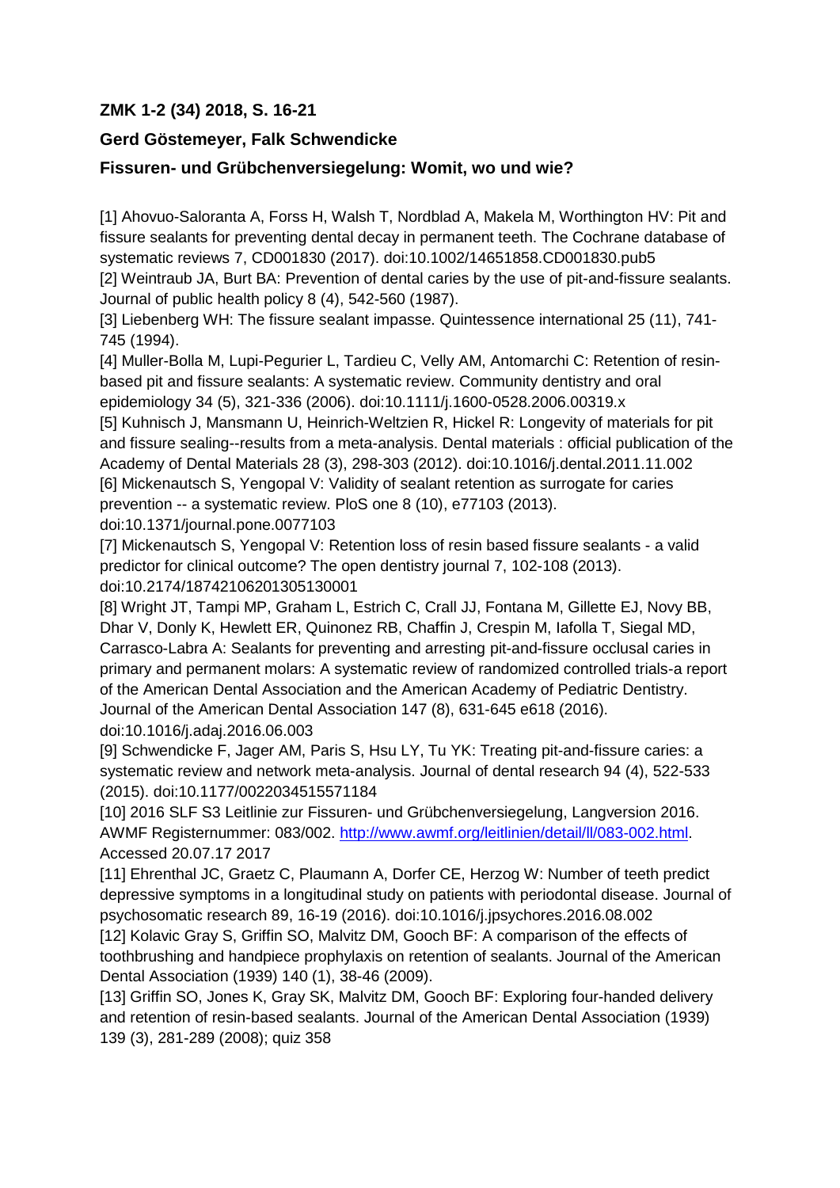**ZMK 1-2 (34) 2018, S. 16-21**

**Gerd Göstemeyer, Falk Schwendicke**

**Fissuren- und Grübchenversiegelung: Womit, wo und wie?**

[1] Ahovuo-Saloranta A, Forss H, Walsh T, Nordblad A, Makela M, Worthington HV: Pit and fissure sealants for preventing dental decay in permanent teeth. The Cochrane database of systematic reviews 7, CD001830 (2017). doi:10.1002/14651858.CD001830.pub5

[2] Weintraub JA, Burt BA: Prevention of dental caries by the use of pit-and-fissure sealants. Journal of public health policy 8 (4), 542-560 (1987).

[3] Liebenberg WH: The fissure sealant impasse. Quintessence international 25 (11), 741-745 (1994).

[4] Muller-Bolla M, Lupi-Pegurier L, Tardieu C, Velly AM, Antomarchi C: Retention of resin-based pit and fissure sealants: A systematic review. Community dentistry and oral epidemiology 34 (5), 321-336 (2006). doi:10.1111/j.1600-0528.2006.00319.x

[5] Kuhnisch J, Mansmann U, Heinrich-Weltzien R, Hickel R: Longevity of materials for pit and fissure sealing--results from a meta-analysis. Dental materials : official publication of the Academy of Dental Materials 28 (3), 298-303 (2012). doi:10.1016/j.dental.2011.11.002

[6] Mickenautsch S, Yengopal V: Validity of sealant retention as surrogate for caries prevention -- a systematic review. PloS one 8 (10), e77103 (2013). doi:10.1371/journal.pone.0077103

[7] Mickenautsch S, Yengopal V: Retention loss of resin based fissure sealants - a valid predictor for clinical outcome? The open dentistry journal 7, 102-108 (2013). doi:10.2174/18742106201305130001

[8] Wright JT, Tampi MP, Graham L, Estrich C, Crall JJ, Fontana M, Gillette EJ, Novy BB, Dhar V, Donly K, Hewlett ER, Quinonez RB, Chaffin J, Crespin M, Iafolla T, Siegal MD, Carrasco-Labra A: Sealants for preventing and arresting pit-and-fissure occlusal caries in primary and permanent molars: A systematic review of randomized controlled trials-a report of the American Dental Association and the American Academy of Pediatric Dentistry. Journal of the American Dental Association 147 (8), 631-645 e618 (2016). doi:10.1016/j.adaj.2016.06.003

[9] Schwendicke F, Jager AM, Paris S, Hsu LY, Tu YK: Treating pit-and-fissure caries: a systematic review and network meta-analysis. Journal of dental research 94 (4), 522-533 (2015). doi:10.1177/0022034515571184

[10] 2016 SLF S3 Leitlinie zur Fissuren- und Grübchenversiegelung, Langversion 2016. AWMF Registernummer: 083/002. http://www.awmf.org/leitlinien/detail/ll/083-002.html. Accessed 20.07.17 2017

[11] Ehrenthal JC, Graetz C, Plaumann A, Dorfer CE, Herzog W: Number of teeth predict depressive symptoms in a longitudinal study on patients with periodontal disease. Journal of psychosomatic research 89, 16-19 (2016). doi:10.1016/j.jpsychores.2016.08.002

[12] Kolavic Gray S, Griffin SO, Malvitz DM, Gooch BF: A comparison of the effects of toothbrushing and handpiece prophylaxis on retention of sealants. Journal of the American Dental Association (1939) 140 (1), 38-46 (2009).

[13] Griffin SO, Jones K, Gray SK, Malvitz DM, Gooch BF: Exploring four-handed delivery and retention of resin-based sealants. Journal of the American Dental Association (1939) 139 (3), 281-289 (2008); quiz 358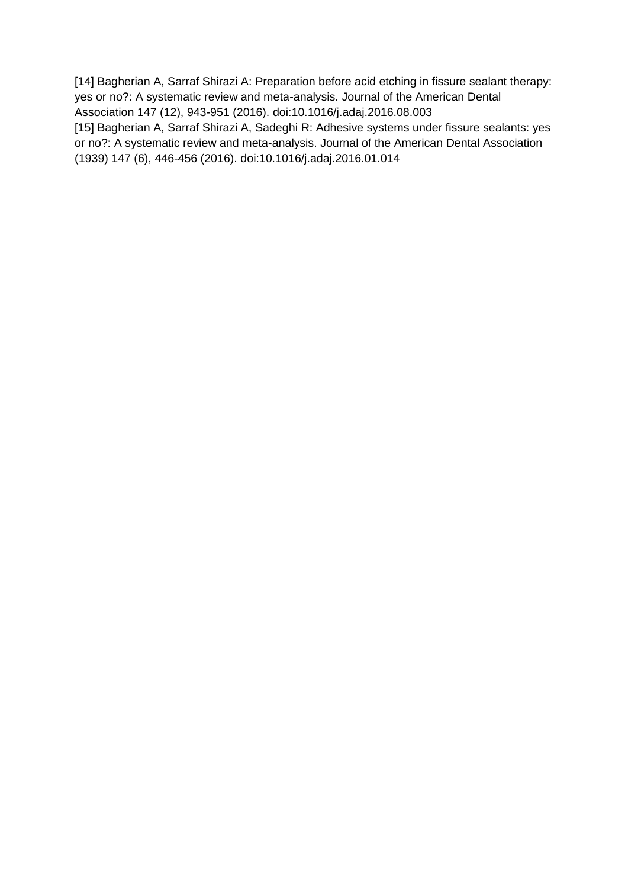[14] Bagherian A, Sarraf Shirazi A: Preparation before acid etching in fissure sealant therapy: yes or no?: A systematic review and meta-analysis. Journal of the American Dental Association 147 (12), 943-951 (2016). doi:10.1016/j.adaj.2016.08.003

[15] Bagherian A, Sarraf Shirazi A, Sadeghi R: Adhesive systems under fissure sealants: yes or no?: A systematic review and meta-analysis. Journal of the American Dental Association (1939) 147 (6), 446-456 (2016). doi:10.1016/j.adaj.2016.01.014